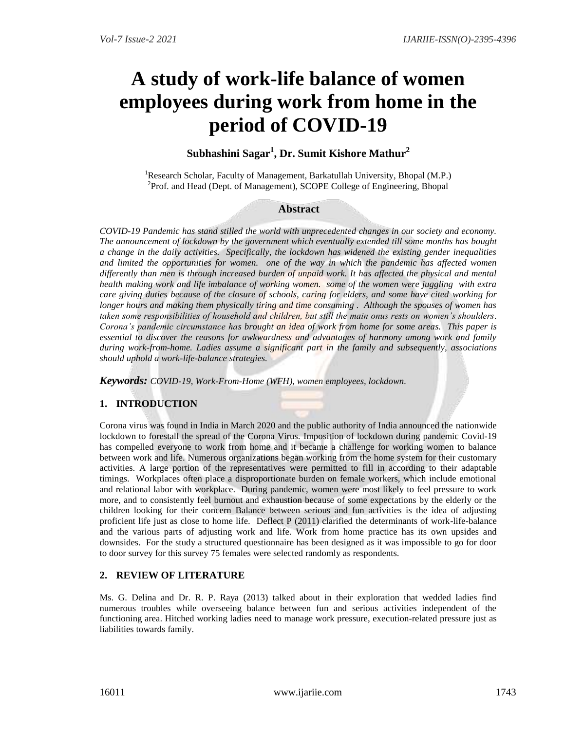# A study of work-life balance of women employees during work from home in the period of COVID-19

**Subhashini Sagar[1], Dr. Sumit Kishore Mathur[2]**

[1]Research Scholar, Faculty of Management, Barkatullah University, Bhopal (M.P.)
[2]Prof. and Head (Dept. of Management), SCOPE College of Engineering, Bhopal

## Abstract

*COVID-19 Pandemic has stand stilled the world with unprecedented changes in our society and economy. The announcement of lockdown by the government which eventually extended till some months has bought a change in the daily activities. Specifically, the lockdown has widened the existing gender inequalities and limited the opportunities for women. one of the way in which the pandemic has affected women differently than men is through increased burden of unpaid work. It has affected the physical and mental health making work and life imbalance of working women. some of the women were juggling with extra care giving duties because of the closure of schools, caring for elders, and some have cited working for longer hours and making them physically tiring and time consuming . Although the spouses of women has taken some responsibilities of household and children, but still the main onus rests on women's shoulders. Corona's pandemic circumstance has brought an idea of work from home for some areas. This paper is essential to discover the reasons for awkwardness and advantages of harmony among work and family during work-from-home. Ladies assume a significant part in the family and subsequently, associations should uphold a work-life-balance strategies.*

***Keywords:*** *COVID-19, Work-From-Home (WFH), women employees, lockdown.*

## 1. INTRODUCTION

Corona virus was found in India in March 2020 and the public authority of India announced the nationwide lockdown to forestall the spread of the Corona Virus. Imposition of lockdown during pandemic Covid-19 has compelled everyone to work from home and it became a challenge for working women to balance between work and life. Numerous organizations began working from the home system for their customary activities. A large portion of the representatives were permitted to fill in according to their adaptable timings. Workplaces often place a disproportionate burden on female workers, which include emotional and relational labor with workplace. During pandemic, women were most likely to feel pressure to work more, and to consistently feel burnout and exhaustion because of some expectations by the elderly or the children looking for their concern Balance between serious and fun activities is the idea of adjusting proficient life just as close to home life. Deflect P (2011) clarified the determinants of work-life-balance and the various parts of adjusting work and life. Work from home practice has its own upsides and downsides. For the study a structured questionnaire has been designed as it was impossible to go for door to door survey for this survey 75 females were selected randomly as respondents.

## 2. REVIEW OF LITERATURE

Ms. G. Delina and Dr. R. P. Raya (2013) talked about in their exploration that wedded ladies find numerous troubles while overseeing balance between fun and serious activities independent of the functioning area. Hitched working ladies need to manage work pressure, execution-related pressure just as liabilities towards family.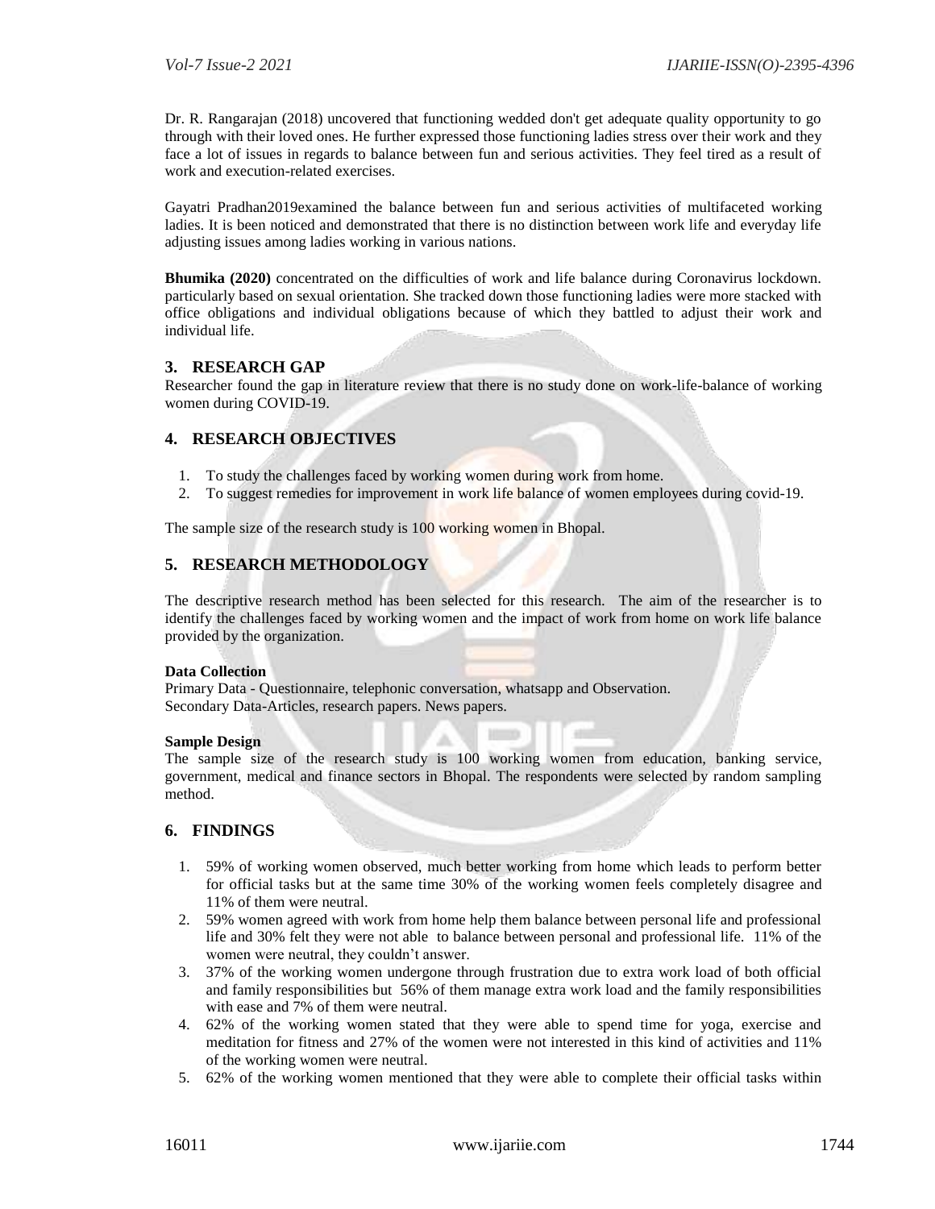Dr. R. Rangarajan (2018) uncovered that functioning wedded don't get adequate quality opportunity to go through with their loved ones. He further expressed those functioning ladies stress over their work and they face a lot of issues in regards to balance between fun and serious activities. They feel tired as a result of work and execution-related exercises.

Gayatri Pradhan2019examined the balance between fun and serious activities of multifaceted working ladies. It is been noticed and demonstrated that there is no distinction between work life and everyday life adjusting issues among ladies working in various nations.

**Bhumika (2020)** concentrated on the difficulties of work and life balance during Coronavirus lockdown. particularly based on sexual orientation. She tracked down those functioning ladies were more stacked with office obligations and individual obligations because of which they battled to adjust their work and individual life.

## 3. RESEARCH GAP

Researcher found the gap in literature review that there is no study done on work-life-balance of working women during COVID-19.

## 4. RESEARCH OBJECTIVES

1. To study the challenges faced by working women during work from home.
2. To suggest remedies for improvement in work life balance of women employees during covid-19.

The sample size of the research study is 100 working women in Bhopal.

## 5. RESEARCH METHODOLOGY

The descriptive research method has been selected for this research. The aim of the researcher is to identify the challenges faced by working women and the impact of work from home on work life balance provided by the organization.

**Data Collection**

Primary Data - Questionnaire, telephonic conversation, whatsapp and Observation.
Secondary Data-Articles, research papers. News papers.

**Sample Design**

The sample size of the research study is 100 working women from education, banking service, government, medical and finance sectors in Bhopal. The respondents were selected by random sampling method.

## 6. FINDINGS

1. 59% of working women observed, much better working from home which leads to perform better for official tasks but at the same time 30% of the working women feels completely disagree and 11% of them were neutral.
2. 59% women agreed with work from home help them balance between personal life and professional life and 30% felt they were not able to balance between personal and professional life. 11% of the women were neutral, they couldn't answer.
3. 37% of the working women undergone through frustration due to extra work load of both official and family responsibilities but 56% of them manage extra work load and the family responsibilities with ease and 7% of them were neutral.
4. 62% of the working women stated that they were able to spend time for yoga, exercise and meditation for fitness and 27% of the women were not interested in this kind of activities and 11% of the working women were neutral.
5. 62% of the working women mentioned that they were able to complete their official tasks within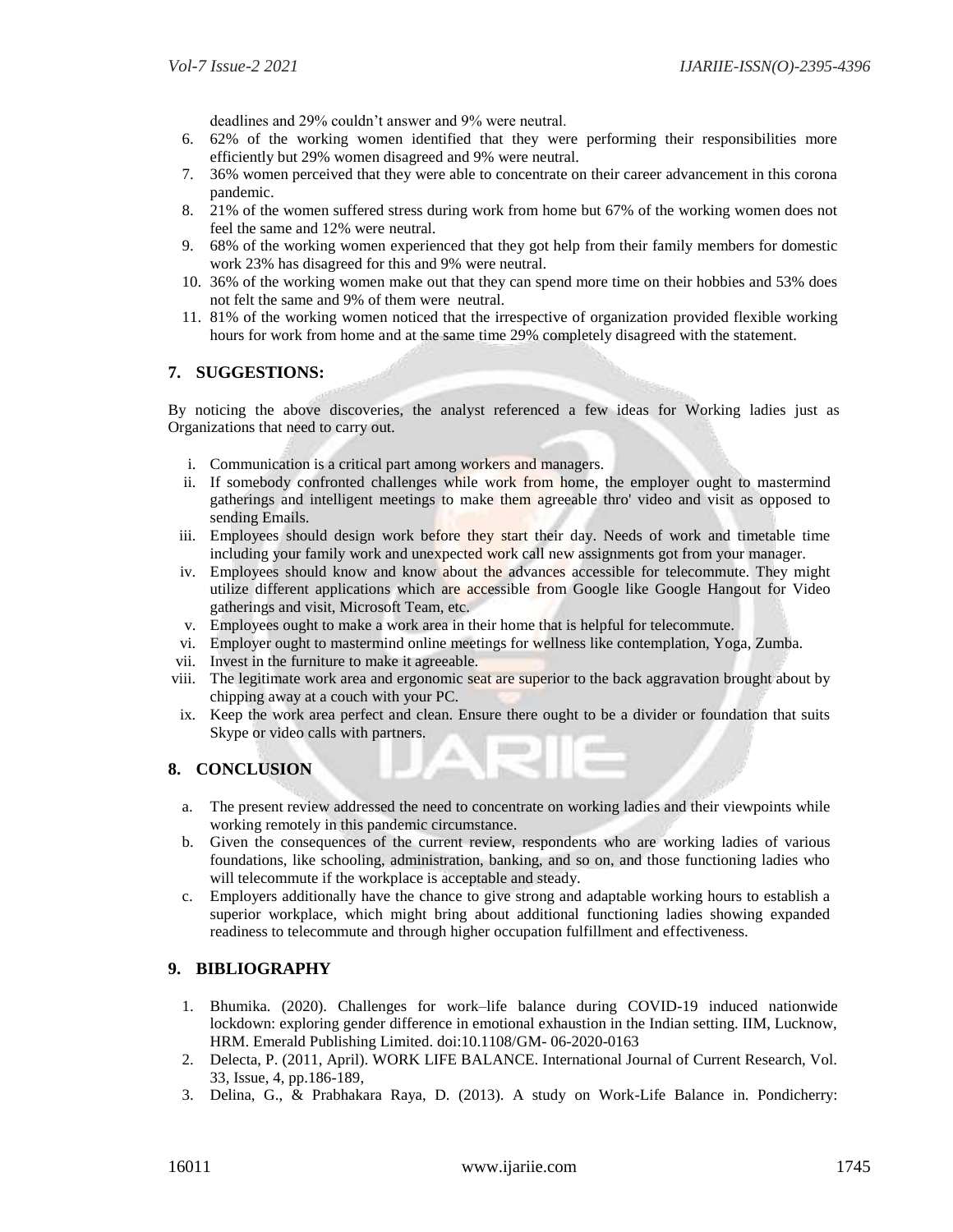deadlines and 29% couldn't answer and 9% were neutral.

6. 62% of the working women identified that they were performing their responsibilities more efficiently but 29% women disagreed and 9% were neutral.
7. 36% women perceived that they were able to concentrate on their career advancement in this corona pandemic.
8. 21% of the women suffered stress during work from home but 67% of the working women does not feel the same and 12% were neutral.
9. 68% of the working women experienced that they got help from their family members for domestic work 23% has disagreed for this and 9% were neutral.
10. 36% of the working women make out that they can spend more time on their hobbies and 53% does not felt the same and 9% of them were neutral.
11. 81% of the working women noticed that the irrespective of organization provided flexible working hours for work from home and at the same time 29% completely disagreed with the statement.

## 7. SUGGESTIONS:

By noticing the above discoveries, the analyst referenced a few ideas for Working ladies just as Organizations that need to carry out.

i. Communication is a critical part among workers and managers.
ii. If somebody confronted challenges while work from home, the employer ought to mastermind gatherings and intelligent meetings to make them agreeable thro' video and visit as opposed to sending Emails.
iii. Employees should design work before they start their day. Needs of work and timetable time including your family work and unexpected work call new assignments got from your manager.
iv. Employees should know and know about the advances accessible for telecommute. They might utilize different applications which are accessible from Google like Google Hangout for Video gatherings and visit, Microsoft Team, etc.
v. Employees ought to make a work area in their home that is helpful for telecommute.
vi. Employer ought to mastermind online meetings for wellness like contemplation, Yoga, Zumba.
vii. Invest in the furniture to make it agreeable.
viii. The legitimate work area and ergonomic seat are superior to the back aggravation brought about by chipping away at a couch with your PC.
ix. Keep the work area perfect and clean. Ensure there ought to be a divider or foundation that suits Skype or video calls with partners.

## 8. CONCLUSION

a. The present review addressed the need to concentrate on working ladies and their viewpoints while working remotely in this pandemic circumstance.
b. Given the consequences of the current review, respondents who are working ladies of various foundations, like schooling, administration, banking, and so on, and those functioning ladies who will telecommute if the workplace is acceptable and steady.
c. Employers additionally have the chance to give strong and adaptable working hours to establish a superior workplace, which might bring about additional functioning ladies showing expanded readiness to telecommute and through higher occupation fulfillment and effectiveness.

## 9. BIBLIOGRAPHY

1. Bhumika. (2020). Challenges for work–life balance during COVID-19 induced nationwide lockdown: exploring gender difference in emotional exhaustion in the Indian setting. IIM, Lucknow, HRM. Emerald Publishing Limited. doi:10.1108/GM- 06-2020-0163
2. Delecta, P. (2011, April). WORK LIFE BALANCE. International Journal of Current Research, Vol. 33, Issue, 4, pp.186-189,
3. Delina, G., & Prabhakara Raya, D. (2013). A study on Work-Life Balance in. Pondicherry: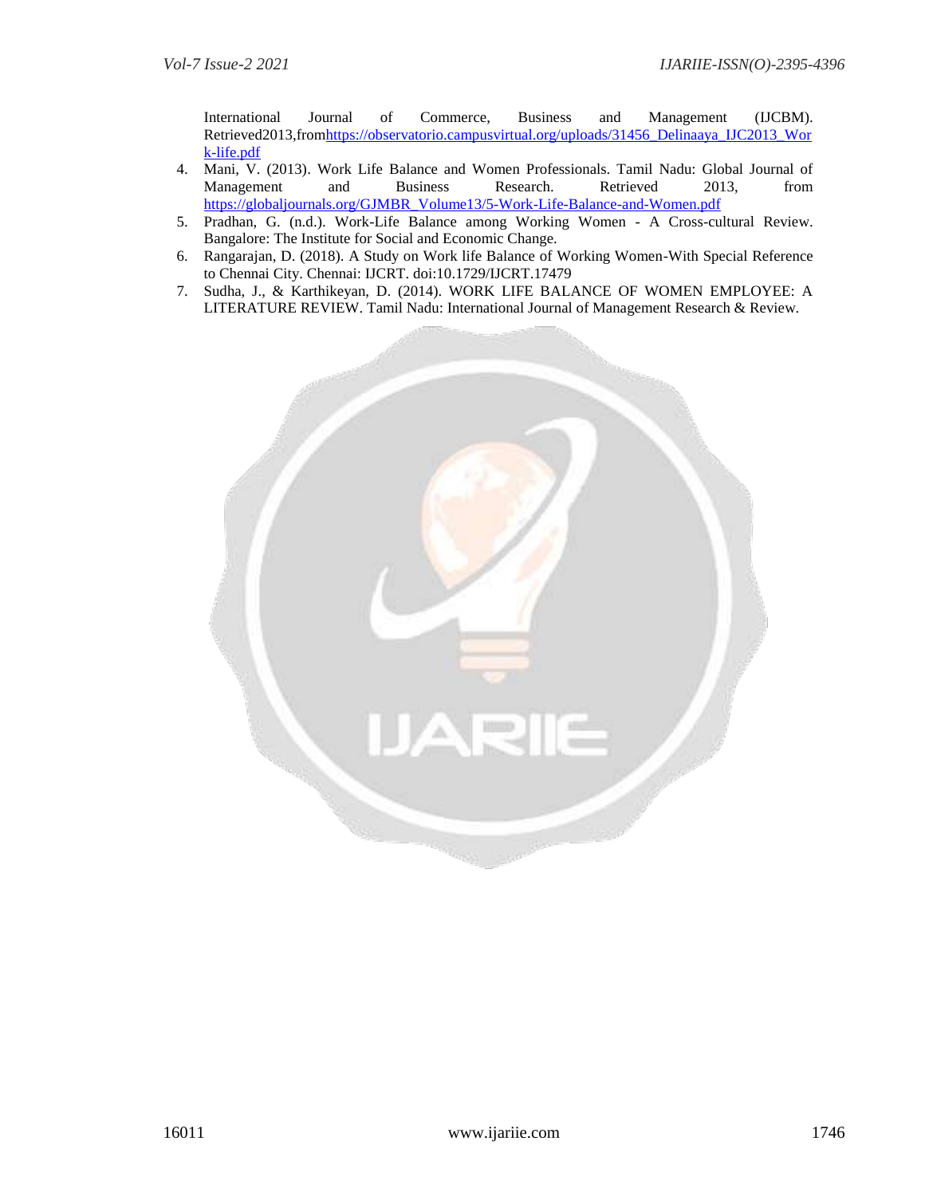International Journal of Commerce, Business and Management (IJCBM). Retrieved2013,from[https://observatorio.campusvirtual.org/uploads/31456_Delinaaya_IJC2013_Work-life.pdf](https://observatorio.campusvirtual.org/uploads/31456_Delinaaya_IJC2013_Work-life.pdf)

4. Mani, V. (2013). Work Life Balance and Women Professionals. Tamil Nadu: Global Journal of Management and Business Research. Retrieved 2013, from [https://globaljournals.org/GJMBR_Volume13/5-Work-Life-Balance-and-Women.pdf](https://globaljournals.org/GJMBR_Volume13/5-Work-Life-Balance-and-Women.pdf)
5. Pradhan, G. (n.d.). Work-Life Balance among Working Women - A Cross-cultural Review. Bangalore: The Institute for Social and Economic Change.
6. Rangarajan, D. (2018). A Study on Work life Balance of Working Women-With Special Reference to Chennai City. Chennai: IJCRT. doi:10.1729/IJCRT.17479
7. Sudha, J., & Karthikeyan, D. (2014). WORK LIFE BALANCE OF WOMEN EMPLOYEE: A LITERATURE REVIEW. Tamil Nadu: International Journal of Management Research & Review.